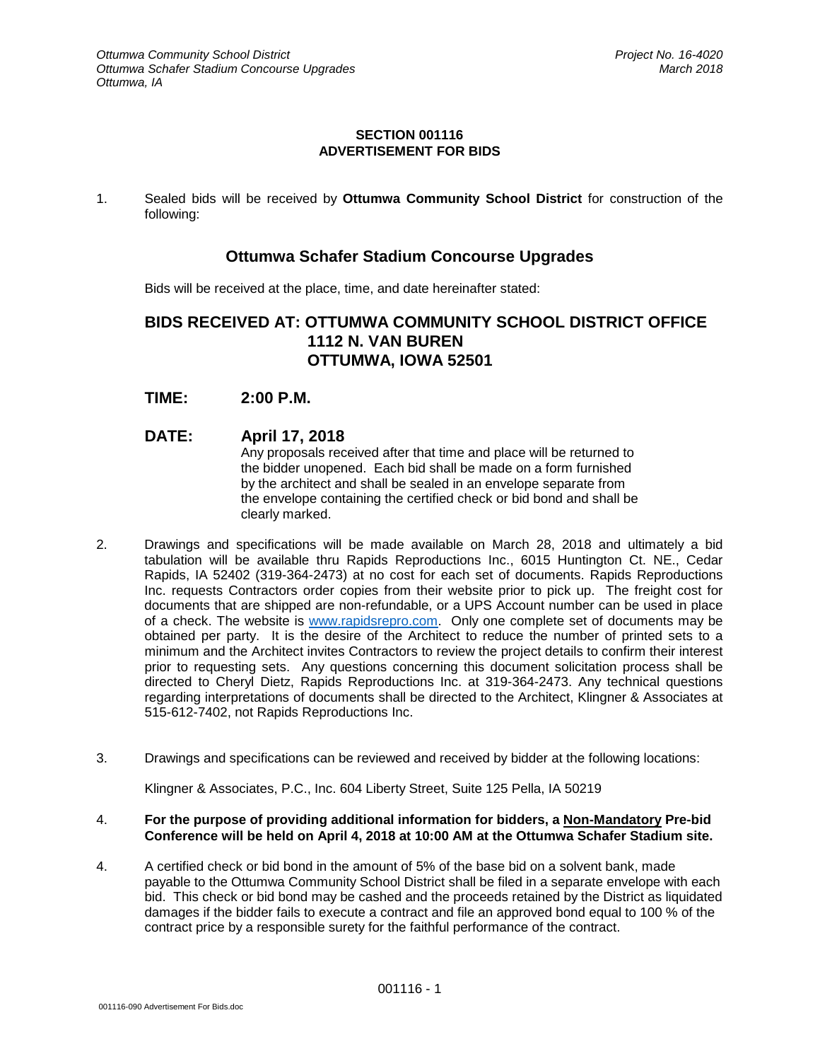# SECTION 001116
# ADVERTISEMENT FOR BIDS

1. Sealed bids will be received by **Ottumwa Community School District** for construction of the following:

## Ottumwa Schafer Stadium Concourse Upgrades

Bids will be received at the place, time, and date hereinafter stated:

**BIDS RECEIVED AT: OTTUMWA COMMUNITY SCHOOL DISTRICT OFFICE**
**1112 N. VAN BUREN**
**OTTUMWA, IOWA 52501**

**TIME: 2:00 P.M.**

**DATE: April 17, 2018**

Any proposals received after that time and place will be returned to the bidder unopened. Each bid shall be made on a form furnished by the architect and shall be sealed in an envelope separate from the envelope containing the certified check or bid bond and shall be clearly marked.

2. Drawings and specifications will be made available on March 28, 2018 and ultimately a bid tabulation will be available thru Rapids Reproductions Inc., 6015 Huntington Ct. NE., Cedar Rapids, IA 52402 (319-364-2473) at no cost for each set of documents. Rapids Reproductions Inc. requests Contractors order copies from their website prior to pick up. The freight cost for documents that are shipped are non-refundable, or a UPS Account number can be used in place of a check. The website is www.rapidsrepro.com. Only one complete set of documents may be obtained per party. It is the desire of the Architect to reduce the number of printed sets to a minimum and the Architect invites Contractors to review the project details to confirm their interest prior to requesting sets. Any questions concerning this document solicitation process shall be directed to Cheryl Dietz, Rapids Reproductions Inc. at 319-364-2473. Any technical questions regarding interpretations of documents shall be directed to the Architect, Klingner & Associates at 515-612-7402, not Rapids Reproductions Inc.

3. Drawings and specifications can be reviewed and received by bidder at the following locations:

   Klingner & Associates, P.C., Inc. 604 Liberty Street, Suite 125 Pella, IA 50219

4. **For the purpose of providing additional information for bidders, a Non-Mandatory Pre-bid Conference will be held on April 4, 2018 at 10:00 AM at the Ottumwa Schafer Stadium site.**

4. A certified check or bid bond in the amount of 5% of the base bid on a solvent bank, made payable to the Ottumwa Community School District shall be filed in a separate envelope with each bid. This check or bid bond may be cashed and the proceeds retained by the District as liquidated damages if the bidder fails to execute a contract and file an approved bond equal to 100 % of the contract price by a responsible surety for the faithful performance of the contract.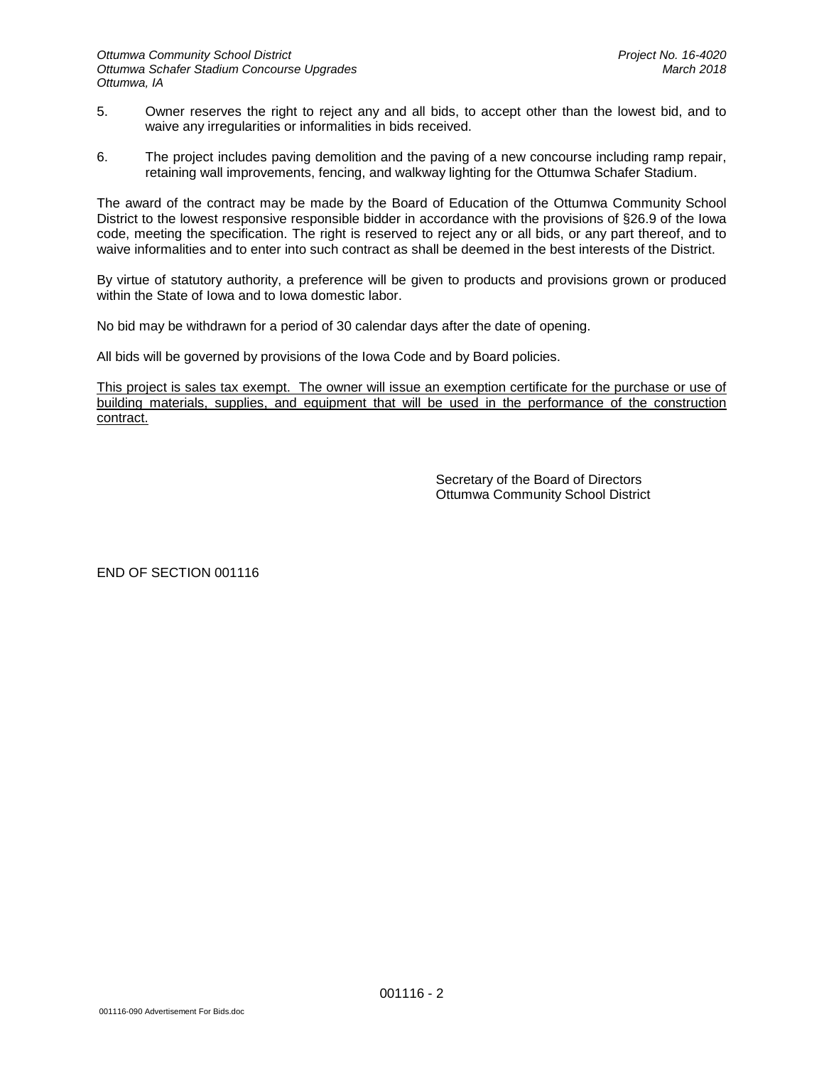5. Owner reserves the right to reject any and all bids, to accept other than the lowest bid, and to waive any irregularities or informalities in bids received.

6. The project includes paving demolition and the paving of a new concourse including ramp repair, retaining wall improvements, fencing, and walkway lighting for the Ottumwa Schafer Stadium.

The award of the contract may be made by the Board of Education of the Ottumwa Community School District to the lowest responsive responsible bidder in accordance with the provisions of §26.9 of the Iowa code, meeting the specification. The right is reserved to reject any or all bids, or any part thereof, and to waive informalities and to enter into such contract as shall be deemed in the best interests of the District.

By virtue of statutory authority, a preference will be given to products and provisions grown or produced within the State of Iowa and to Iowa domestic labor.

No bid may be withdrawn for a period of 30 calendar days after the date of opening.

All bids will be governed by provisions of the Iowa Code and by Board policies.

<u>This project is sales tax exempt. The owner will issue an exemption certificate for the purchase or use of building materials, supplies, and equipment that will be used in the performance of the construction contract.</u>

Secretary of the Board of Directors
Ottumwa Community School District

END OF SECTION 001116